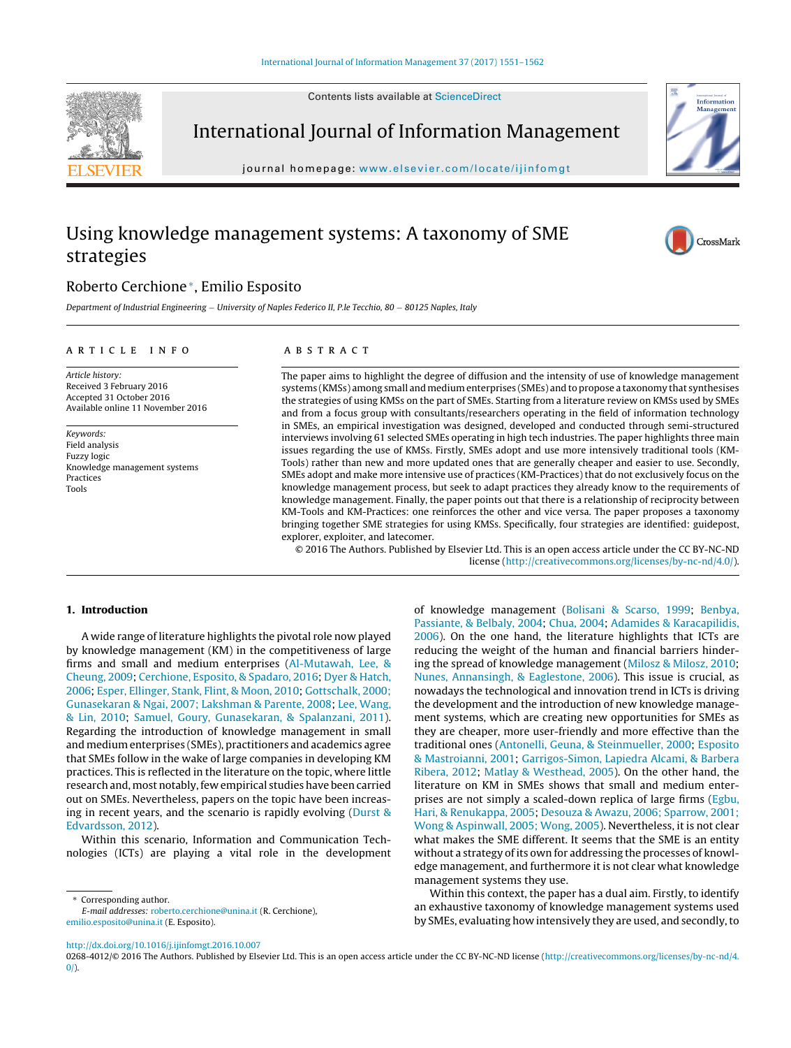# Using knowledge management systems: A taxonomy of SME strategies

Roberto Cerchione*, Emilio Esposito

*Department of Industrial Engineering – University of Naples Federico II, P.le Tecchio, 80 – 80125 Naples, Italy*

**ARTICLE INFO**

*Article history:*
Received 3 February 2016
Accepted 31 October 2016
Available online 11 November 2016

*Keywords:*
Field analysis
Fuzzy logic
Knowledge management systems
Practices
Tools

**ABSTRACT**

The paper aims to highlight the degree of diffusion and the intensity of use of knowledge management systems (KMSs) among small and medium enterprises (SMEs) and to propose a taxonomy that synthesises the strategies of using KMSs on the part of SMEs. Starting from a literature review on KMSs used by SMEs and from a focus group with consultants/researchers operating in the field of information technology in SMEs, an empirical investigation was designed, developed and conducted through semi-structured interviews involving 61 selected SMEs operating in high tech industries. The paper highlights three main issues regarding the use of KMSs. Firstly, SMEs adopt and use more intensively traditional tools (KM-Tools) rather than new and more updated ones that are generally cheaper and easier to use. Secondly, SMEs adopt and make more intensive use of practices (KM-Practices) that do not exclusively focus on the knowledge management process, but seek to adapt practices they already know to the requirements of knowledge management. Finally, the paper points out that there is a relationship of reciprocity between KM-Tools and KM-Practices: one reinforces the other and vice versa. The paper proposes a taxonomy bringing together SME strategies for using KMSs. Specifically, four strategies are identified: guidepost, explorer, exploiter, and latecomer.

© 2016 The Authors. Published by Elsevier Ltd. This is an open access article under the CC BY-NC-ND license (http://creativecommons.org/licenses/by-nc-nd/4.0/).

## 1. Introduction

A wide range of literature highlights the pivotal role now played by knowledge management (KM) in the competitiveness of large firms and small and medium enterprises (Al-Mutawah, Lee, & Cheung, 2009; Cerchione, Esposito, & Spadaro, 2016; Dyer & Hatch, 2006; Esper, Ellinger, Stank, Flint, & Moon, 2010; Gottschalk, 2000; Gunasekaran & Ngai, 2007; Lakshman & Parente, 2008; Lee, Wang, & Lin, 2010; Samuel, Goury, Gunasekaran, & Spalanzani, 2011). Regarding the introduction of knowledge management in small and medium enterprises (SMEs), practitioners and academics agree that SMEs follow in the wake of large companies in developing KM practices. This is reflected in the literature on the topic, where little research and, most notably, few empirical studies have been carried out on SMEs. Nevertheless, papers on the topic have been increasing in recent years, and the scenario is rapidly evolving (Durst & Edvardsson, 2012).

Within this scenario, Information and Communication Technologies (ICTs) are playing a vital role in the development of knowledge management (Bolisani & Scarso, 1999; Benbya, Passiante, & Belbaly, 2004; Chua, 2004; Adamides & Karacapilidis, 2006). On the one hand, the literature highlights that ICTs are reducing the weight of the human and financial barriers hindering the spread of knowledge management (Milosz & Milosz, 2010; Nunes, Annansingh, & Eaglestone, 2006). This issue is crucial, as nowadays the technological and innovation trend in ICTs is driving the development and the introduction of new knowledge management systems, which are creating new opportunities for SMEs as they are cheaper, more user-friendly and more effective than the traditional ones (Antonelli, Geuna, & Steinmueller, 2000; Esposito & Mastroianni, 2001; Garrigos-Simon, Lapiedra Alcami, & Barbera Ribera, 2012; Matlay & Westhead, 2005). On the other hand, the literature on KM in SMEs shows that small and medium enterprises are not simply a scaled-down replica of large firms (Egbu, Hari, & Renukappa, 2005; Desouza & Awazu, 2006; Sparrow, 2001; Wong & Aspinwall, 2005; Wong, 2005). Nevertheless, it is not clear what makes the SME different. It seems that the SME is an entity without a strategy of its own for addressing the processes of knowledge management, and furthermore it is not clear what knowledge management systems they use.

Within this context, the paper has a dual aim. Firstly, to identify an exhaustive taxonomy of knowledge management systems used by SMEs, evaluating how intensively they are used, and secondly, to

\* Corresponding author.
*E-mail addresses:* roberto.cerchione@unina.it (R. Cerchione), emilio.esposito@unina.it (E. Esposito).

http://dx.doi.org/10.1016/j.ijinfomgt.2016.10.007
0268-4012/© 2016 The Authors. Published by Elsevier Ltd. This is an open access article under the CC BY-NC-ND license (http://creativecommons.org/licenses/by-nc-nd/4.0/).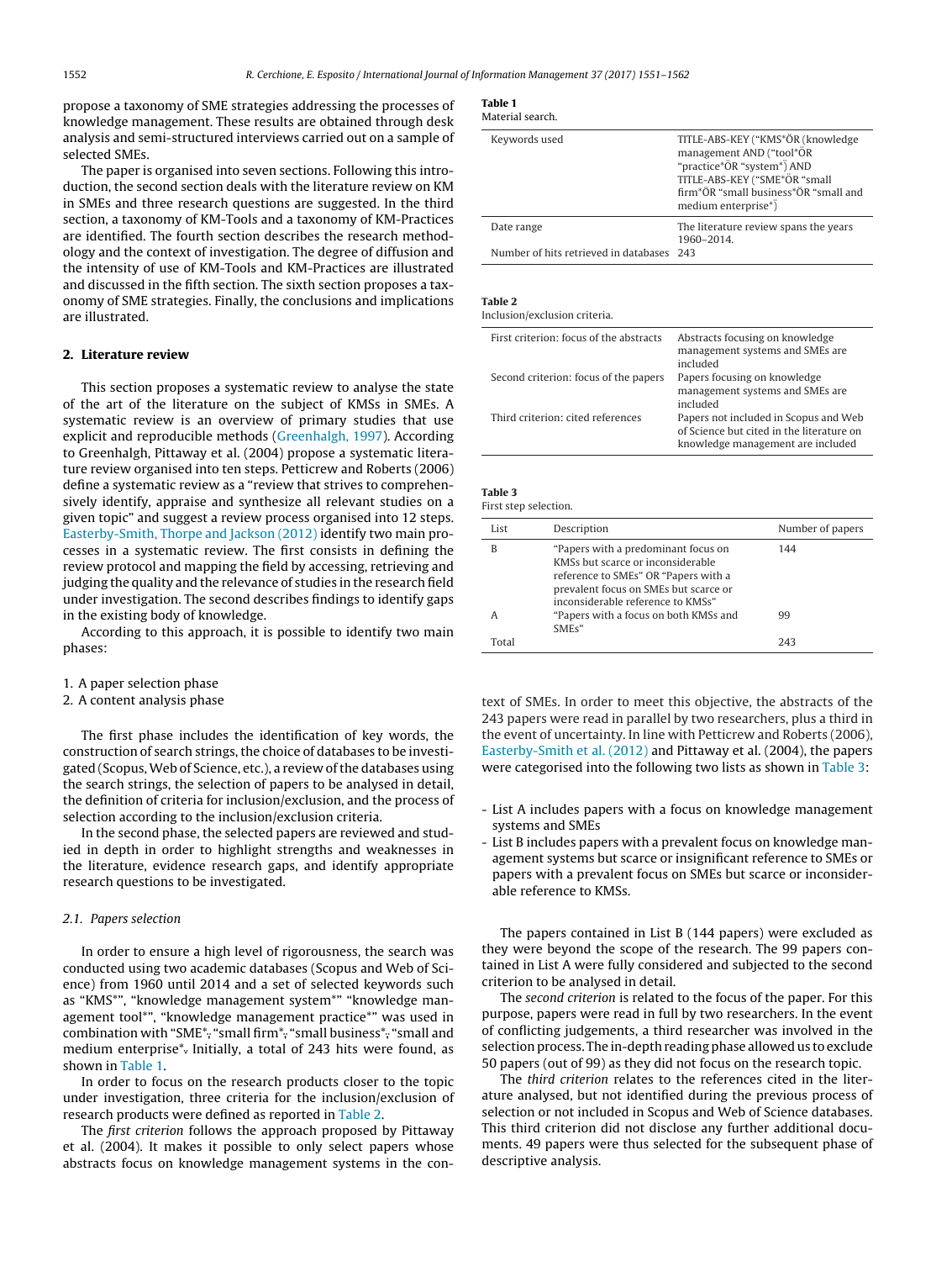propose a taxonomy of SME strategies addressing the processes of knowledge management. These results are obtained through desk analysis and semi-structured interviews carried out on a sample of selected SMEs.

The paper is organised into seven sections. Following this introduction, the second section deals with the literature review on KM in SMEs and three research questions are suggested. In the third section, a taxonomy of KM-Tools and a taxonomy of KM-Practices are identified. The fourth section describes the research methodology and the context of investigation. The degree of diffusion and the intensity of use of KM-Tools and KM-Practices are illustrated and discussed in the fifth section. The sixth section proposes a taxonomy of SME strategies. Finally, the conclusions and implications are illustrated.

## 2. Literature review

This section proposes a systematic review to analyse the state of the art of the literature on the subject of KMSs in SMEs. A systematic review is an overview of primary studies that use explicit and reproducible methods (Greenhalgh, 1997). According to Greenhalgh, Pittaway et al. (2004) propose a systematic literature review organised into ten steps. Petticrew and Roberts (2006) define a systematic review as a "review that strives to comprehensively identify, appraise and synthesize all relevant studies on a given topic" and suggest a review process organised into 12 steps. Easterby-Smith, Thorpe and Jackson (2012) identify two main processes in a systematic review. The first consists in defining the review protocol and mapping the field by accessing, retrieving and judging the quality and the relevance of studies in the research field under investigation. The second describes findings to identify gaps in the existing body of knowledge.

According to this approach, it is possible to identify two main phases:

1. A paper selection phase
2. A content analysis phase

The first phase includes the identification of key words, the construction of search strings, the choice of databases to be investigated (Scopus, Web of Science, etc.), a review of the databases using the search strings, the selection of papers to be analysed in detail, the definition of criteria for inclusion/exclusion, and the process of selection according to the inclusion/exclusion criteria.

In the second phase, the selected papers are reviewed and studied in depth in order to highlight strengths and weaknesses in the literature, evidence research gaps, and identify appropriate research questions to be investigated.

### 2.1. Papers selection

In order to ensure a high level of rigorousness, the search was conducted using two academic databases (Scopus and Web of Science) from 1960 until 2014 and a set of selected keywords such as "KMS*", "knowledge management system*" "knowledge management tool*", "knowledge management practice*" was used in combination with "SME*", "small firm*", "small business*", "small and medium enterprise*". Initially, a total of 243 hits were found, as shown in Table 1.

In order to focus on the research products closer to the topic under investigation, three criteria for the inclusion/exclusion of research products were defined as reported in Table 2.

The *first criterion* follows the approach proposed by Pittaway et al. (2004). It makes it possible to only select papers whose abstracts focus on knowledge management systems in the context of SMEs. In order to meet this objective, the abstracts of the 243 papers were read in parallel by two researchers, plus a third in the event of uncertainty. In line with Petticrew and Roberts (2006), Easterby-Smith et al. (2012) and Pittaway et al. (2004), the papers were categorised into the following two lists as shown in Table 3:

- List A includes papers with a focus on knowledge management systems and SMEs
- List B includes papers with a prevalent focus on knowledge management systems but scarce or insignificant reference to SMEs or papers with a prevalent focus on SMEs but scarce or inconsiderable reference to KMSs.

The papers contained in List B (144 papers) were excluded as they were beyond the scope of the research. The 99 papers contained in List A were fully considered and subjected to the second criterion to be analysed in detail.

The *second criterion* is related to the focus of the paper. For this purpose, papers were read in full by two researchers. In the event of conflicting judgements, a third researcher was involved in the selection process. The in-depth reading phase allowed us to exclude 50 papers (out of 99) as they did not focus on the research topic.

The *third criterion* relates to the references cited in the literature analysed, but not identified during the previous process of selection or not included in Scopus and Web of Science databases. This third criterion did not disclose any further additional documents. 49 papers were thus selected for the subsequent phase of descriptive analysis.

**Table 1**
Material search.

| | |
|---|---|
| Keywords used | TITLE-ABS-KEY ("KMS*ÖR (knowledge management AND ("tool*ÖR "practice*ÖR "system*") AND TITLE-ABS-KEY ("SME*ÖR "small firm*ÖR "small business*ÖR "small and medium enterprise*") |
| Date range | The literature review spans the years 1960–2014. |
| Number of hits retrieved in databases | 243 |

**Table 2**
Inclusion/exclusion criteria.

| | |
|---|---|
| First criterion: focus of the abstracts | Abstracts focusing on knowledge management systems and SMEs are included |
| Second criterion: focus of the papers | Papers focusing on knowledge management systems and SMEs are included |
| Third criterion: cited references | Papers not included in Scopus and Web of Science but cited in the literature on knowledge management are included |

**Table 3**
First step selection.

| List | Description | Number of papers |
|---|---|---|
| B | "Papers with a predominant focus on KMSs but scarce or inconsiderable reference to SMEs" OR "Papers with a prevalent focus on SMEs but scarce or inconsiderable reference to KMSs" | 144 |
| A | "Papers with a focus on both KMSs and SMEs" | 99 |
| Total | | 243 |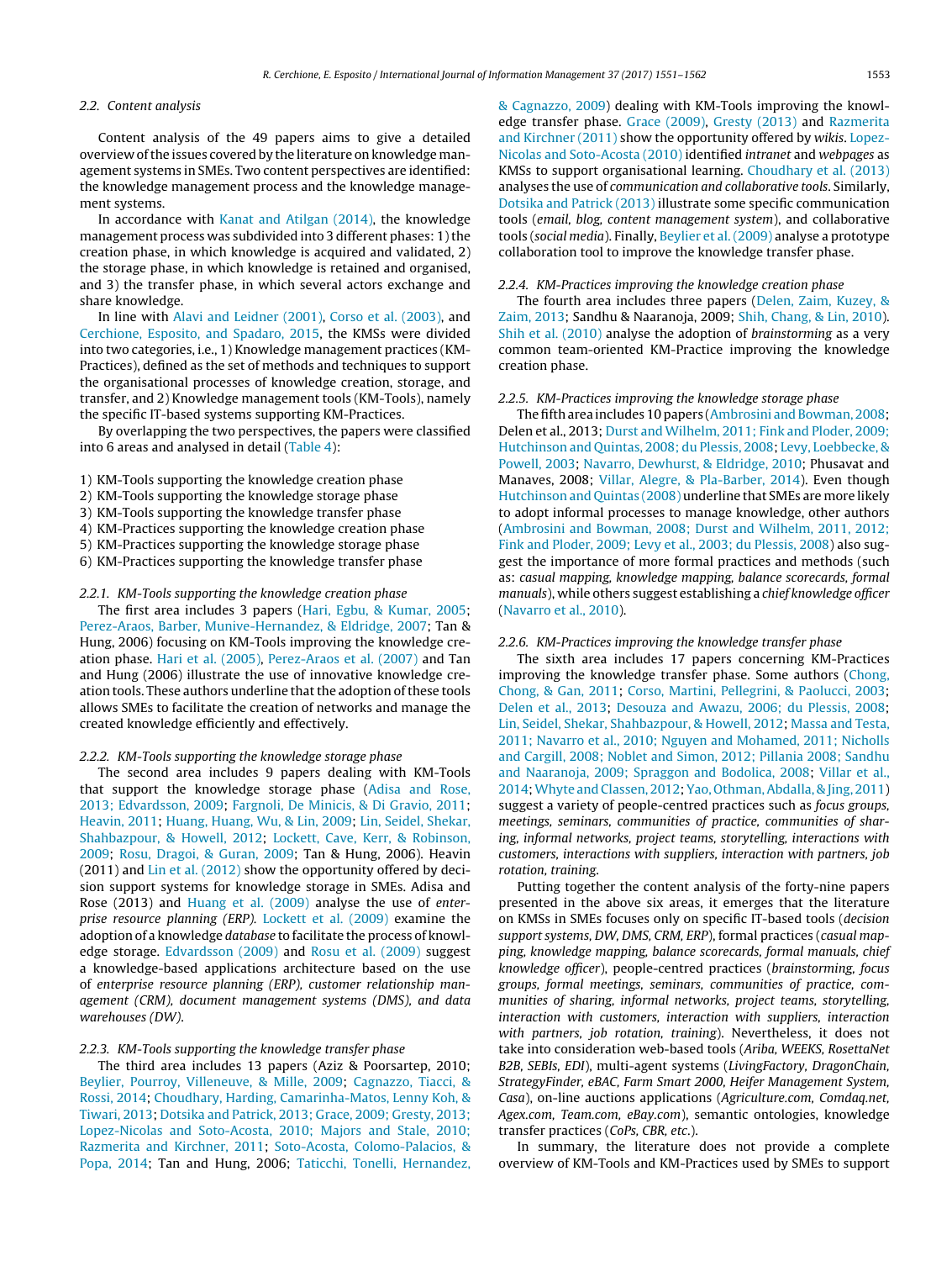### 2.2. Content analysis

Content analysis of the 49 papers aims to give a detailed overview of the issues covered by the literature on knowledge management systems in SMEs. Two content perspectives are identified: the knowledge management process and the knowledge management systems.

In accordance with Kanat and Atilgan (2014), the knowledge management process was subdivided into 3 different phases: 1) the creation phase, in which knowledge is acquired and validated, 2) the storage phase, in which knowledge is retained and organised, and 3) the transfer phase, in which several actors exchange and share knowledge.

In line with Alavi and Leidner (2001), Corso et al. (2003), and Cerchione, Esposito, and Spadaro, 2015, the KMSs were divided into two categories, i.e., 1) Knowledge management practices (KM-Practices), defined as the set of methods and techniques to support the organisational processes of knowledge creation, storage, and transfer, and 2) Knowledge management tools (KM-Tools), namely the specific IT-based systems supporting KM-Practices.

By overlapping the two perspectives, the papers were classified into 6 areas and analysed in detail (Table 4):

1) KM-Tools supporting the knowledge creation phase
2) KM-Tools supporting the knowledge storage phase
3) KM-Tools supporting the knowledge transfer phase
4) KM-Practices supporting the knowledge creation phase
5) KM-Practices supporting the knowledge storage phase
6) KM-Practices supporting the knowledge transfer phase

#### 2.2.1. KM-Tools supporting the knowledge creation phase

The first area includes 3 papers (Hari, Egbu, & Kumar, 2005; Perez-Araos, Barber, Munive-Hernandez, & Eldridge, 2007; Tan & Hung, 2006) focusing on KM-Tools improving the knowledge creation phase. Hari et al. (2005), Perez-Araos et al. (2007) and Tan and Hung (2006) illustrate the use of innovative knowledge creation tools. These authors underline that the adoption of these tools allows SMEs to facilitate the creation of networks and manage the created knowledge efficiently and effectively.

#### 2.2.2. KM-Tools supporting the knowledge storage phase

The second area includes 9 papers dealing with KM-Tools that support the knowledge storage phase (Adisa and Rose, 2013; Edvardsson, 2009; Fargnoli, De Minicis, & Di Gravio, 2011; Heavin, 2011; Huang, Huang, Wu, & Lin, 2009; Lin, Seidel, Shekar, Shahbazpour, & Howell, 2012; Lockett, Cave, Kerr, & Robinson, 2009; Rosu, Dragoi, & Guran, 2009; Tan & Hung, 2006). Heavin (2011) and Lin et al. (2012) show the opportunity offered by decision support systems for knowledge storage in SMEs. Adisa and Rose (2013) and Huang et al. (2009) analyse the use of *enterprise resource planning (ERP).* Lockett et al. (2009) examine the adoption of a knowledge *database* to facilitate the process of knowledge storage. Edvardsson (2009) and Rosu et al. (2009) suggest a knowledge-based applications architecture based on the use of *enterprise resource planning (ERP), customer relationship management (CRM), document management systems (DMS), and data warehouses (DW).*

#### 2.2.3. KM-Tools supporting the knowledge transfer phase

The third area includes 13 papers (Aziz & Poorsartep, 2010; Beylier, Pourroy, Villeneuve, & Mille, 2009; Cagnazzo, Tiacci, & Rossi, 2014; Choudhary, Harding, Camarinha-Matos, Lenny Koh, & Tiwari, 2013; Dotsika and Patrick, 2013; Grace, 2009; Gresty, 2013; Lopez-Nicolas and Soto-Acosta, 2010; Majors and Stale, 2010; Razmerita and Kirchner, 2011; Soto-Acosta, Colomo-Palacios, & Popa, 2014; Tan and Hung, 2006; Taticchi, Tonelli, Hernandez, & Cagnazzo, 2009) dealing with KM-Tools improving the knowledge transfer phase. Grace (2009), Gresty (2013) and Razmerita and Kirchner (2011) show the opportunity offered by *wikis*. Lopez-Nicolas and Soto-Acosta (2010) identified *intranet* and *webpages* as KMSs to support organisational learning. Choudhary et al. (2013) analyses the use of *communication and collaborative tools*. Similarly, Dotsika and Patrick (2013) illustrate some specific communication tools (*email, blog, content management system*), and collaborative tools (*social media*). Finally, Beylier et al. (2009) analyse a prototype collaboration tool to improve the knowledge transfer phase.

#### 2.2.4. KM-Practices improving the knowledge creation phase

The fourth area includes three papers (Delen, Zaim, Kuzey, & Zaim, 2013; Sandhu & Naaranoja, 2009; Shih, Chang, & Lin, 2010). Shih et al. (2010) analyse the adoption of *brainstorming* as a very common team-oriented KM-Practice improving the knowledge creation phase.

#### 2.2.5. KM-Practices improving the knowledge storage phase

The fifth area includes 10 papers (Ambrosini and Bowman, 2008; Delen et al., 2013; Durst and Wilhelm, 2011; Fink and Ploder, 2009; Hutchinson and Quintas, 2008; du Plessis, 2008; Levy, Loebbecke, & Powell, 2003; Navarro, Dewhurst, & Eldridge, 2010; Phusavat and Manaves, 2008; Villar, Alegre, & Pla-Barber, 2014). Even though Hutchinson and Quintas (2008) underline that SMEs are more likely to adopt informal processes to manage knowledge, other authors (Ambrosini and Bowman, 2008; Durst and Wilhelm, 2011, 2012; Fink and Ploder, 2009; Levy et al., 2003; du Plessis, 2008) also suggest the importance of more formal practices and methods (such as: *casual mapping, knowledge mapping, balance scorecards, formal manuals*), while others suggest establishing a *chief knowledge officer* (Navarro et al., 2010).

#### 2.2.6. KM-Practices improving the knowledge transfer phase

The sixth area includes 17 papers concerning KM-Practices improving the knowledge transfer phase. Some authors (Chong, Chong, & Gan, 2011; Corso, Martini, Pellegrini, & Paolucci, 2003; Delen et al., 2013; Desouza and Awazu, 2006; du Plessis, 2008; Lin, Seidel, Shekar, Shahbazpour, & Howell, 2012; Massa and Testa, 2011; Navarro et al., 2010; Nguyen and Mohamed, 2011; Nicholls and Cargill, 2008; Noblet and Simon, 2012; Pillania 2008; Sandhu and Naaranoja, 2009; Spraggon and Bodolica, 2008; Villar et al., 2014; Whyte and Classen, 2012; Yao, Othman, Abdalla, & Jing, 2011) suggest a variety of people-centred practices such as *focus groups, meetings, seminars, communities of practice, communities of sharing, informal networks, project teams, storytelling, interactions with customers, interactions with suppliers, interaction with partners, job rotation, training.*

Putting together the content analysis of the forty-nine papers presented in the above six areas, it emerges that the literature on KMSs in SMEs focuses only on specific IT-based tools (*decision support systems, DW, DMS, CRM, ERP*), formal practices (*casual mapping, knowledge mapping, balance scorecards, formal manuals, chief knowledge officer*), people-centred practices (*brainstorming, focus groups, formal meetings, seminars, communities of practice, communities of sharing, informal networks, project teams, storytelling, interaction with customers, interaction with suppliers, interaction with partners, job rotation, training*). Nevertheless, it does not take into consideration web-based tools (*Ariba, WEEKS, RosettaNet B2B, SEBIs, EDI*), multi-agent systems (*LivingFactory, DragonChain, StrategyFinder, eBAC, Farm Smart 2000, Heifer Management System, Casa*), on-line auctions applications (*Agriculture.com, Comdaq.net, Agex.com, Team.com, eBay.com*), semantic ontologies, knowledge transfer practices (*CoPs, CBR, etc.*).

In summary, the literature does not provide a complete overview of KM-Tools and KM-Practices used by SMEs to support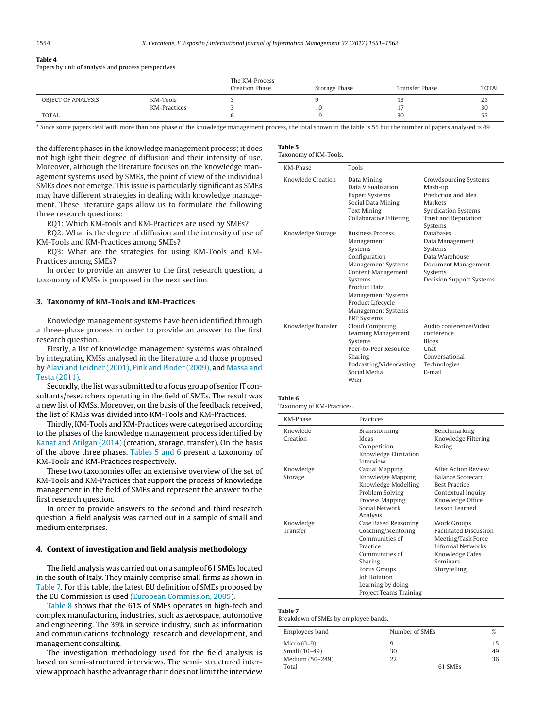**Table 4**
Papers by unit of analysis and process perspectives.

| | | The KM-Process Creation Phase | Storage Phase | Transfer Phase | TOTAL |
|---|---|---|---|---|---|
| OBJECT OF ANALYSIS | KM-Tools | 3 | 9 | 13 | 25 |
| | KM-Practices | 3 | 10 | 17 | 30 |
| TOTAL | | 6 | 19 | 30 | 55 |

* Since some papers deal with more than one phase of the knowledge management process, the total shown in the table is 55 but the number of papers analysed is 49

the different phases in the knowledge management process; it does not highlight their degree of diffusion and their intensity of use. Moreover, although the literature focuses on the knowledge management systems used by SMEs, the point of view of the individual SMEs does not emerge. This issue is particularly significant as SMEs may have different strategies in dealing with knowledge management. These literature gaps allow us to formulate the following three research questions:

RQ1: Which KM-tools and KM-Practices are used by SMEs?

RQ2: What is the degree of diffusion and the intensity of use of KM-Tools and KM-Practices among SMEs?

RQ3: What are the strategies for using KM-Tools and KM-Practices among SMEs?

In order to provide an answer to the first research question, a taxonomy of KMSs is proposed in the next section.

## 3. Taxonomy of KM-Tools and KM-Practices

Knowledge management systems have been identified through a three-phase process in order to provide an answer to the first research question.

Firstly, a list of knowledge management systems was obtained by integrating KMSs analysed in the literature and those proposed by Alavi and Leidner (2001), Fink and Ploder (2009), and Massa and Testa (2011).

Secondly, the list was submitted to a focus group of senior IT consultants/researchers operating in the field of SMEs. The result was a new list of KMSs. Moreover, on the basis of the feedback received, the list of KMSs was divided into KM-Tools and KM-Practices.

Thirdly, KM-Tools and KM-Practices were categorised according to the phases of the knowledge management process identified by Kanat and Atilgan (2014) (creation, storage, transfer). On the basis of the above three phases, Tables 5 and 6 present a taxonomy of KM-Tools and KM-Practices respectively.

These two taxonomies offer an extensive overview of the set of KM-Tools and KM-Practices that support the process of knowledge management in the field of SMEs and represent the answer to the first research question.

In order to provide answers to the second and third research question, a field analysis was carried out in a sample of small and medium enterprises.

## 4. Context of investigation and field analysis methodology

The field analysis was carried out on a sample of 61 SMEs located in the south of Italy. They mainly comprise small firms as shown in Table 7. For this table, the latest EU definition of SMEs proposed by the EU Commission is used (European Commission, 2005).

Table 8 shows that the 61% of SMEs operates in high-tech and complex manufacturing industries, such as aerospace, automotive and engineering. The 39% in service industry, such as information and communications technology, research and development, and management consulting.

The investigation methodology used for the field analysis is based on semi-structured interviews. The semi- structured interview approach has the advantage that it does not limit the interview

**Table 5**
Taxonomy of KM-Tools.

| KM-Phase | Tools | |
|---|---|---|
| Knowlede Creation | Data Mining<br>Data Visualization<br>Expert Systems<br>Social Data Mining<br>Text Mining<br>Collaborative Filtering | Crowdsourcing Systems<br>Mash-up<br>Prediction and Idea Markets<br>Syndication Systems<br>Trust and Reputation Systems |
| Knowledge Storage | Business Process Management Systems<br>Configuration Management Systems<br>Content Management Systems<br>Product Data Management Systems<br>Product Lifecycle Management Systems<br>ERP Systems | Databases<br>Data Management Systems<br>Data Warehouse<br>Document Management Systems<br>Decision Support Systems |
| KnowledgeTransfer | Cloud Computing<br>Learning Management Systems<br>Peer-to-Peer Resource Sharing<br>Podcasting/Videocasting<br>Social Media<br>Wiki | Audio conference/Video conference<br>Blogs<br>Chat<br>Conversational Technologies<br>E-mail |

**Table 6**
Taxonomy of KM-Practices.

| KM-Phase | Practices | |
|---|---|---|
| Knowlede Creation | Brainstorming<br>Ideas<br>Competition<br>Knowledge Elicitation<br>Interview | Benchmarking<br>Knowledge Filtering<br>Rating |
| Knowledge Storage | Casual Mapping<br>Knowledge Mapping<br>Knowledge Modelling<br>Problem Solving<br>Process Mapping<br>Social Network Analysis | After Action Review<br>Balance Scorecard<br>Best Practice<br>Contextual Inquiry<br>Knowledge Office<br>Lesson Learned |
| Knowledge Transfer | Case Based Reasoning<br>Coaching/Mentoring<br>Communities of Practice<br>Communities of Sharing<br>Focus Groups<br>Job Rotation<br>Learning by doing<br>Project Teams Training | Work Groups<br>Facilitated Discussion<br>Meeting/Task Force<br>Informal Networks<br>Knowledge Cafes<br>Seminars<br>Storytelling |

**Table 7**
Breakdown of SMEs by employee bands.

| Employees band | Number of SMEs | % |
|---|---|---|
| Micro (0–9) | 9 | 15 |
| Small (10–49) | 30 | 49 |
| Medium (50–249) | 22 | 36 |
| Total | 61 SMEs | |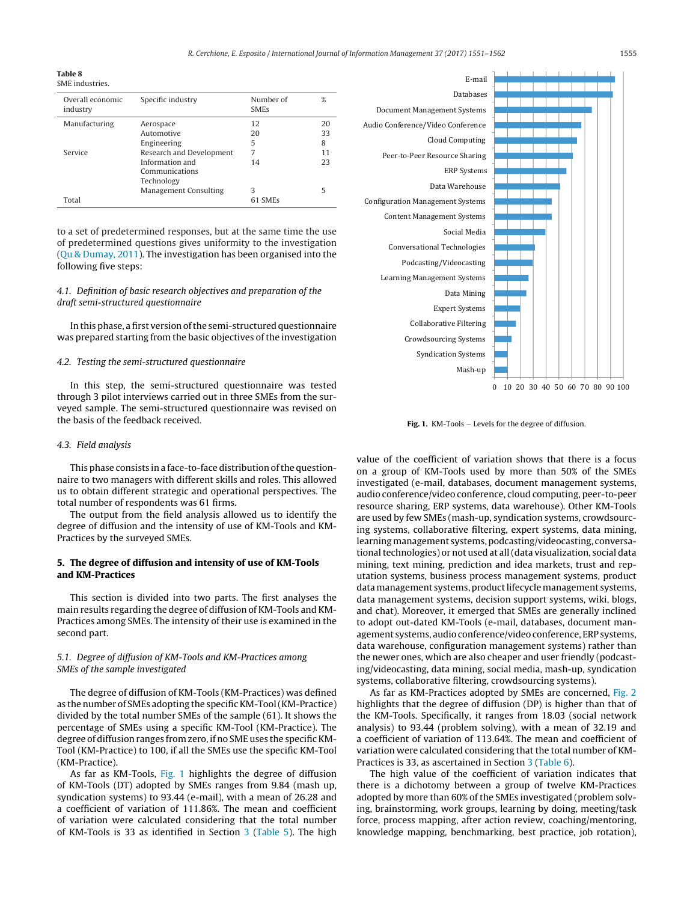**Table 8**
SME industries.

| Overall economic industry | Specific industry | Number of SMEs | % |
|---|---|---|---|
| Manufacturing | Aerospace | 12 | 20 |
| | Automotive | 20 | 33 |
| | Engineering | 5 | 8 |
| Service | Research and Development | 7 | 11 |
| | Information and Communications Technology | 14 | 23 |
| | Management Consulting | 3 | 5 |
| Total | | 61 SMEs | |

to a set of predetermined responses, but at the same time the use of predetermined questions gives uniformity to the investigation (Qu & Dumay, 2011). The investigation has been organised into the following five steps:

### 4.1. *Definition of basic research objectives and preparation of the draft semi-structured questionnaire*

In this phase, a first version of the semi-structured questionnaire was prepared starting from the basic objectives of the investigation

### 4.2. *Testing the semi-structured questionnaire*

In this step, the semi-structured questionnaire was tested through 3 pilot interviews carried out in three SMEs from the surveyed sample. The semi-structured questionnaire was revised on the basis of the feedback received.

### 4.3. *Field analysis*

This phase consists in a face-to-face distribution of the questionnaire to two managers with different skills and roles. This allowed us to obtain different strategic and operational perspectives. The total number of respondents was 61 firms.

The output from the field analysis allowed us to identify the degree of diffusion and the intensity of use of KM-Tools and KM-Practices by the surveyed SMEs.

## 5. The degree of diffusion and intensity of use of KM-Tools and KM-Practices

This section is divided into two parts. The first analyses the main results regarding the degree of diffusion of KM-Tools and KM-Practices among SMEs. The intensity of their use is examined in the second part.

### 5.1. *Degree of diffusion of KM-Tools and KM-Practices among SMEs of the sample investigated*

The degree of diffusion of KM-Tools (KM-Practices) was defined as the number of SMEs adopting the specific KM-Tool (KM-Practice) divided by the total number SMEs of the sample (61). It shows the percentage of SMEs using a specific KM-Tool (KM-Practice). The degree of diffusion ranges from zero, if no SME uses the specific KM-Tool (KM-Practice) to 100, if all the SMEs use the specific KM-Tool (KM-Practice).

As far as KM-Tools, Fig. 1 highlights the degree of diffusion of KM-Tools (DT) adopted by SMEs ranges from 9.84 (mash up, syndication systems) to 93.44 (e-mail), with a mean of 26.28 and a coefficient of variation of 111.86%. The mean and coefficient of variation were calculated considering that the total number of KM-Tools is 33 as identified in Section 3 (Table 5). The high value of the coefficient of variation shows that there is a focus on a group of KM-Tools used by more than 50% of the SMEs investigated (e-mail, databases, document management systems, audio conference/video conference, cloud computing, peer-to-peer resource sharing, ERP systems, data warehouse). Other KM-Tools are used by few SMEs (mash-up, syndication systems, crowdsourcing systems, collaborative filtering, expert systems, data mining, learning management systems, podcasting/videocasting, conversational technologies) or not used at all (data visualization, social data mining, text mining, prediction and idea markets, trust and reputation systems, business process management systems, product data management systems, product lifecycle management systems, data management systems, decision support systems, wiki, blogs, and chat). Moreover, it emerged that SMEs are generally inclined to adopt out-dated KM-Tools (e-mail, databases, document management systems, audio conference/video conference, ERP systems, data warehouse, configuration management systems) rather than the newer ones, which are also cheaper and user friendly (podcasting/videocasting, data mining, social media, mash-up, syndication systems, collaborative filtering, crowdsourcing systems).

Fig. 1. KM-Tools – Levels for the degree of diffusion.

As far as KM-Practices adopted by SMEs are concerned, Fig. 2 highlights that the degree of diffusion (DP) is higher than that of the KM-Tools. Specifically, it ranges from 18.03 (social network analysis) to 93.44 (problem solving), with a mean of 32.19 and a coefficient of variation of 113.64%. The mean and coefficient of variation were calculated considering that the total number of KM-Practices is 33, as ascertained in Section 3 (Table 6).

The high value of the coefficient of variation indicates that there is a dichotomy between a group of twelve KM-Practices adopted by more than 60% of the SMEs investigated (problem solving, brainstorming, work groups, learning by doing, meeting/task force, process mapping, after action review, coaching/mentoring, knowledge mapping, benchmarking, best practice, job rotation),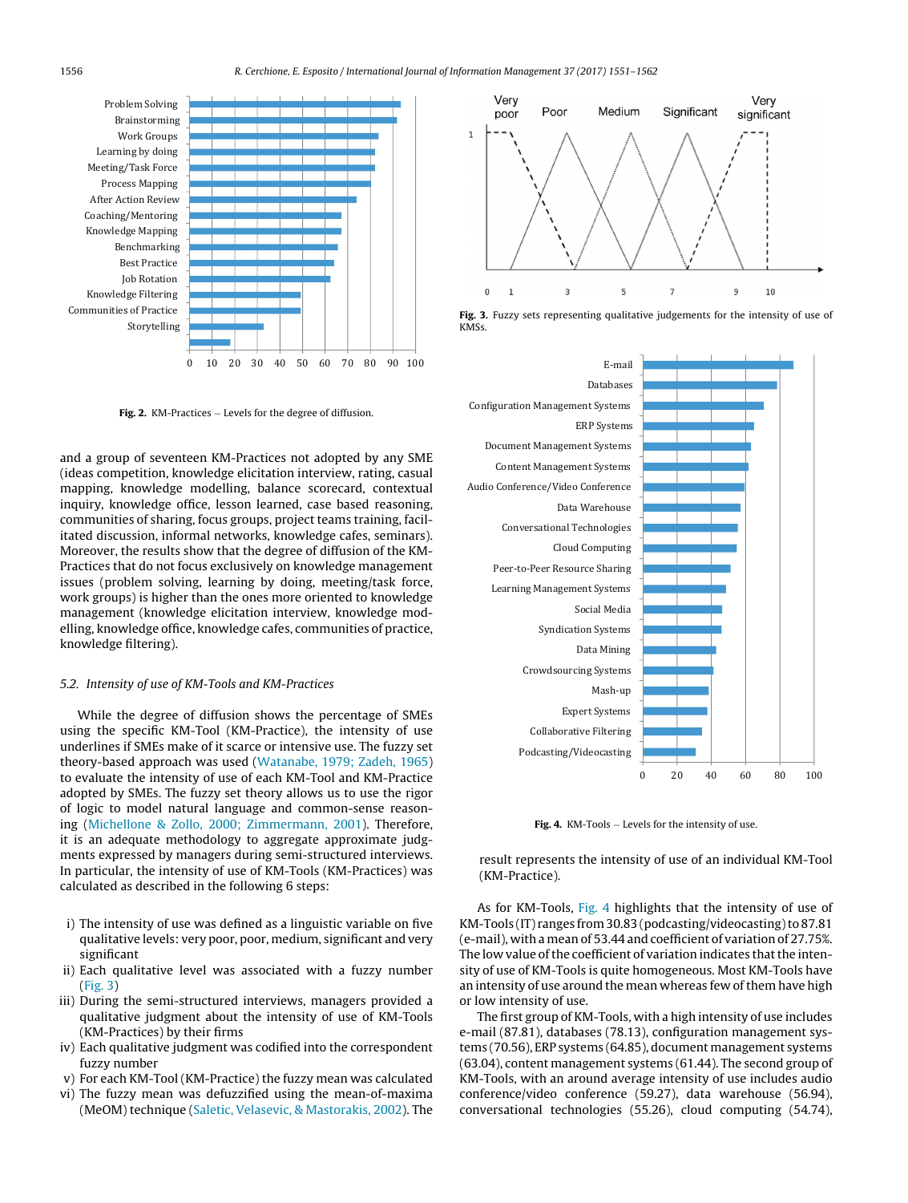Fig. 2. KM-Practices – Levels for the degree of diffusion.

and a group of seventeen KM-Practices not adopted by any SME (ideas competition, knowledge elicitation interview, rating, casual mapping, knowledge modelling, balance scorecard, contextual inquiry, knowledge office, lesson learned, case based reasoning, communities of sharing, focus groups, project teams training, facilitated discussion, informal networks, knowledge cafes, seminars). Moreover, the results show that the degree of diffusion of the KM-Practices that do not focus exclusively on knowledge management issues (problem solving, learning by doing, meeting/task force, work groups) is higher than the ones more oriented to knowledge management (knowledge elicitation interview, knowledge modelling, knowledge office, knowledge cafes, communities of practice, knowledge filtering).

### 5.2. Intensity of use of KM-Tools and KM-Practices

While the degree of diffusion shows the percentage of SMEs using the specific KM-Tool (KM-Practice), the intensity of use underlines if SMEs make of it scarce or intensive use. The fuzzy set theory-based approach was used (Watanabe, 1979; Zadeh, 1965) to evaluate the intensity of use of each KM-Tool and KM-Practice adopted by SMEs. The fuzzy set theory allows us to use the rigor of logic to model natural language and common-sense reasoning (Michellone & Zollo, 2000; Zimmermann, 2001). Therefore, it is an adequate methodology to aggregate approximate judgments expressed by managers during semi-structured interviews. In particular, the intensity of use of KM-Tools (KM-Practices) was calculated as described in the following 6 steps:

i) The intensity of use was defined as a linguistic variable on five qualitative levels: very poor, poor, medium, significant and very significant
ii) Each qualitative level was associated with a fuzzy number (Fig. 3)
iii) During the semi-structured interviews, managers provided a qualitative judgment about the intensity of use of KM-Tools (KM-Practices) by their firms
iv) Each qualitative judgment was codified into the correspondent fuzzy number
v) For each KM-Tool (KM-Practice) the fuzzy mean was calculated
vi) The fuzzy mean was defuzzified using the mean-of-maxima (MeOM) technique (Saletic, Velasevic, & Mastorakis, 2002). The result represents the intensity of use of an individual KM-Tool (KM-Practice).

Fig. 3. Fuzzy sets representing qualitative judgements for the intensity of use of KMSs.

Fig. 4. KM-Tools – Levels for the intensity of use.

As for KM-Tools, Fig. 4 highlights that the intensity of use of KM-Tools (IT) ranges from 30.83 (podcasting/videocasting) to 87.81 (e-mail), with a mean of 53.44 and coefficient of variation of 27.75%. The low value of the coefficient of variation indicates that the intensity of use of KM-Tools is quite homogeneous. Most KM-Tools have an intensity of use around the mean whereas few of them have high or low intensity of use.

The first group of KM-Tools, with a high intensity of use includes e-mail (87.81), databases (78.13), configuration management systems (70.56), ERP systems (64.85), document management systems (63.04), content management systems (61.44). The second group of KM-Tools, with an around average intensity of use includes audio conference/video conference (59.27), data warehouse (56.94), conversational technologies (55.26), cloud computing (54.74),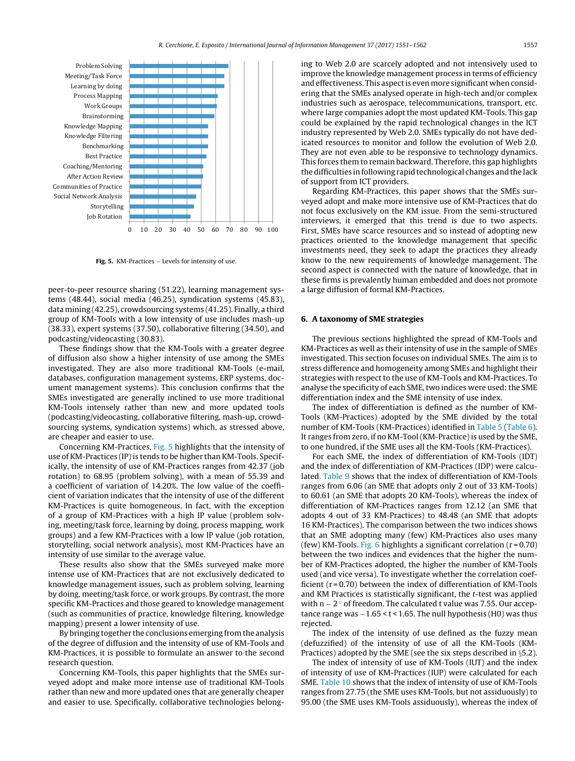Problem Solving
Meeting/Task Force
Learning by doing
Process Mapping
Work Groups
Brainstorming
Knowledge Mapping
Knowledge Filtering
Benchmarking
Best Practice
Coaching/Mentoring
After Action Review
Communities of Practice
Social Network Analysis
Storytelling
Job Rotation

0 10 20 30 40 50 60 70 80 90 100

**Fig. 5.** KM-Practices – Levels for intensity of use.

peer-to-peer resource sharing (51.22), learning management systems (48.44), social media (46.25), syndication systems (45.83), data mining (42.25), crowdsourcing systems (41.25). Finally, a third group of KM-Tools with a low intensity of use includes mash-up (38.33), expert systems (37.50), collaborative filtering (34.50), and podcasting/videocasting (30.83).

These findings show that the KM-Tools with a greater degree of diffusion also show a higher intensity of use among the SMEs investigated. They are also more traditional KM-Tools (e-mail, databases, configuration management systems, ERP systems, document management systems). This conclusion confirms that the SMEs investigated are generally inclined to use more traditional KM-Tools intensely rather than new and more updated tools (podcasting/videocasting, collaborative filtering, mash-up, crowdsourcing systems, syndication systems) which, as stressed above, are cheaper and easier to use.

Concerning KM-Practices, Fig. 5 highlights that the intensity of use of KM-Practices (IP) is tends to be higher than KM-Tools. Specifically, the intensity of use of KM-Practices ranges from 42.37 (job rotation) to 68.95 (problem solving), with a mean of 55.39 and a coefficient of variation of 14.20%. The low value of the coefficient of variation indicates that the intensity of use of the different KM-Practices is quite homogeneous. In fact, with the exception of a group of KM-Practices with a high IP value (problem solving, meeting/task force, learning by doing, process mapping, work groups) and a few KM-Practices with a low IP value (job rotation, storytelling, social network analysis), most KM-Practices have an intensity of use similar to the average value.

These results also show that the SMEs surveyed make more intense use of KM-Practices that are not exclusively dedicated to knowledge management issues, such as problem solving, learning by doing, meeting/task force, or work groups. By contrast, the more specific KM-Practices and those geared to knowledge management (such as communities of practice, knowledge filtering, knowledge mapping) present a lower intensity of use.

By bringing together the conclusions emerging from the analysis of the degree of diffusion and the intensity of use of KM-Tools and KM-Practices, it is possible to formulate an answer to the second research question.

Concerning KM-Tools, this paper highlights that the SMEs surveyed adopt and make more intense use of traditional KM-Tools rather than new and more updated ones that are generally cheaper and easier to use. Specifically, collaborative technologies belonging to Web 2.0 are scarcely adopted and not intensively used to improve the knowledge management process in terms of efficiency and effectiveness. This aspect is even more significant when considering that the SMEs analysed operate in high-tech and/or complex industries such as aerospace, telecommunications, transport, etc. where large companies adopt the most updated KM-Tools. This gap could be explained by the rapid technological changes in the ICT industry represented by Web 2.0. SMEs typically do not have dedicated resources to monitor and follow the evolution of Web 2.0. They are not even able to be responsive to technology dynamics. This forces them to remain backward. Therefore, this gap highlights the difficulties in following rapid technological changes and the lack of support from ICT providers.

Regarding KM-Practices, this paper shows that the SMEs surveyed adopt and make more intensive use of KM-Practices that do not focus exclusively on the KM issue. From the semi-structured interviews, it emerged that this trend is due to two aspects. First, SMEs have scarce resources and so instead of adopting new practices oriented to the knowledge management that specific investments need, they seek to adapt the practices they already know to the new requirements of knowledge management. The second aspect is connected with the nature of knowledge, that in these firms is prevalently human embedded and does not promote a large diffusion of formal KM-Practices.

## 6. A taxonomy of SME strategies

The previous sections highlighted the spread of KM-Tools and KM-Practices as well as their intensity of use in the sample of SMEs investigated. This section focuses on individual SMEs. The aim is to stress difference and homogeneity among SMEs and highlight their strategies with respect to the use of KM-Tools and KM-Practices. To analyse the specificity of each SME, two indices were used: the SME differentiation index and the SME intensity of use index.

The index of differentiation is defined as the number of KM-Tools (KM-Practices) adopted by the SME divided by the total number of KM-Tools (KM-Practices) identified in Table 5 (Table 6). It ranges from zero, if no KM-Tool (KM-Practice) is used by the SME, to one hundred, if the SME uses all the KM-Tools (KM-Practices).

For each SME, the index of differentiation of KM-Tools (IDT) and the index of differentiation of KM-Practices (IDP) were calculated. Table 9 shows that the index of differentiation of KM-Tools ranges from 6.06 (an SME that adopts only 2 out of 33 KM-Tools) to 60.61 (an SME that adopts 20 KM-Tools), whereas the index of differentiation of KM-Practices ranges from 12.12 (an SME that adopts 4 out of 33 KM-Practices) to 48.48 (an SME that adopts 16 KM-Practices). The comparison between the two indices shows that an SME adopting many (few) KM-Practices also uses many (few) KM-Tools. Fig. 6 highlights a significant correlation ($r = 0.70$) between the two indices and evidences that the higher the number of KM-Practices adopted, the higher the number of KM-Tools used (and vice versa). To investigate whether the correlation coefficient ($r = 0.70$) between the index of differentiation of KM-Tools and KM Practices is statistically significant, the *t*-test was applied with $n - 2$ ° of freedom. The calculated t value was 7.55. Our acceptance range was $-1.65 < t < 1.65$. The null hypothesis (H0) was thus rejected.

The index of the intensity of use defined as the fuzzy mean (defuzzified) of the intensity of use of all the KM-Tools (KM-Practices) adopted by the SME (see the six steps described in §5.2).

The index of intensity of use of KM-Tools (IUT) and the index of intensity of use of KM-Practices (IUP) were calculated for each SME. Table 10 shows that the index of intensity of use of KM-Tools ranges from 27.75 (the SME uses KM-Tools, but not assiduously) to 95.00 (the SME uses KM-Tools assiduously), whereas the index of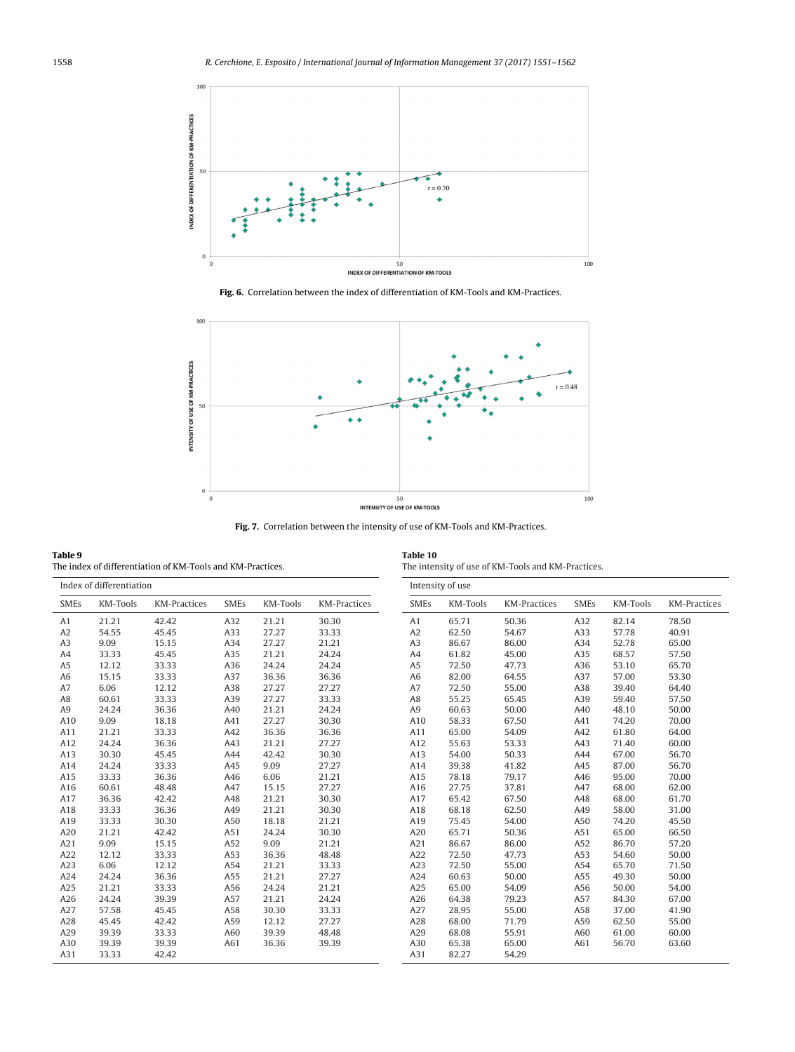Fig. 6. Correlation between the index of differentiation of KM-Tools and KM-Practices.

Fig. 7. Correlation between the intensity of use of KM-Tools and KM-Practices.

**Table 9**
The index of differentiation of KM-Tools and KM-Practices.

| Index of differentiation | | | | | |
|---|---|---|---|---|---|
| SMEs | KM-Tools | KM-Practices | SMEs | KM-Tools | KM-Practices |
| A1 | 21.21 | 42.42 | A32 | 21.21 | 30.30 |
| A2 | 54.55 | 45.45 | A33 | 27.27 | 33.33 |
| A3 | 9.09 | 15.15 | A34 | 27.27 | 21.21 |
| A4 | 33.33 | 45.45 | A35 | 21.21 | 24.24 |
| A5 | 12.12 | 33.33 | A36 | 24.24 | 24.24 |
| A6 | 15.15 | 33.33 | A37 | 36.36 | 36.36 |
| A7 | 6.06 | 12.12 | A38 | 27.27 | 27.27 |
| A8 | 60.61 | 33.33 | A39 | 27.27 | 33.33 |
| A9 | 24.24 | 36.36 | A40 | 21.21 | 24.24 |
| A10 | 9.09 | 18.18 | A41 | 27.27 | 30.30 |
| A11 | 21.21 | 33.33 | A42 | 36.36 | 36.36 |
| A12 | 24.24 | 36.36 | A43 | 21.21 | 27.27 |
| A13 | 30.30 | 45.45 | A44 | 42.42 | 30.30 |
| A14 | 24.24 | 33.33 | A45 | 9.09 | 27.27 |
| A15 | 33.33 | 36.36 | A46 | 6.06 | 21.21 |
| A16 | 60.61 | 48.48 | A47 | 15.15 | 27.27 |
| A17 | 36.36 | 42.42 | A48 | 21.21 | 30.30 |
| A18 | 33.33 | 36.36 | A49 | 21.21 | 30.30 |
| A19 | 33.33 | 30.30 | A50 | 18.18 | 21.21 |
| A20 | 21.21 | 42.42 | A51 | 24.24 | 30.30 |
| A21 | 9.09 | 15.15 | A52 | 9.09 | 21.21 |
| A22 | 12.12 | 33.33 | A53 | 36.36 | 48.48 |
| A23 | 6.06 | 12.12 | A54 | 21.21 | 33.33 |
| A24 | 24.24 | 36.36 | A55 | 21.21 | 27.27 |
| A25 | 21.21 | 33.33 | A56 | 24.24 | 21.21 |
| A26 | 24.24 | 39.39 | A57 | 21.21 | 24.24 |
| A27 | 57.58 | 45.45 | A58 | 30.30 | 33.33 |
| A28 | 45.45 | 42.42 | A59 | 12.12 | 27.27 |
| A29 | 39.39 | 33.33 | A60 | 39.39 | 48.48 |
| A30 | 39.39 | 39.39 | A61 | 36.36 | 39.39 |
| A31 | 33.33 | 42.42 | | | |

**Table 10**
The intensity of use of KM-Tools and KM-Practices.

| Intensity of use | | | | | |
|---|---|---|---|---|---|
| SMEs | KM-Tools | KM-Practices | SMEs | KM-Tools | KM-Practices |
| A1 | 65.71 | 50.36 | A32 | 82.14 | 78.50 |
| A2 | 62.50 | 54.67 | A33 | 57.78 | 40.91 |
| A3 | 86.67 | 86.00 | A34 | 52.78 | 65.00 |
| A4 | 61.82 | 45.00 | A35 | 68.57 | 57.50 |
| A5 | 72.50 | 47.73 | A36 | 53.10 | 65.70 |
| A6 | 82.00 | 64.55 | A37 | 57.00 | 53.30 |
| A7 | 72.50 | 55.00 | A38 | 39.40 | 64.40 |
| A8 | 55.25 | 65.45 | A39 | 59.40 | 57.50 |
| A9 | 60.63 | 50.00 | A40 | 48.10 | 50.00 |
| A10 | 58.33 | 67.50 | A41 | 74.20 | 70.00 |
| A11 | 65.00 | 54.09 | A42 | 61.80 | 64.00 |
| A12 | 55.63 | 53.33 | A43 | 71.40 | 60.00 |
| A13 | 54.00 | 50.33 | A44 | 67.00 | 56.70 |
| A14 | 39.38 | 41.82 | A45 | 87.00 | 56.70 |
| A15 | 78.18 | 79.17 | A46 | 95.00 | 70.00 |
| A16 | 27.75 | 37.81 | A47 | 68.00 | 62.00 |
| A17 | 65.42 | 67.50 | A48 | 68.00 | 61.70 |
| A18 | 68.18 | 62.50 | A49 | 58.00 | 31.00 |
| A19 | 75.45 | 54.00 | A50 | 74.20 | 45.50 |
| A20 | 65.71 | 50.36 | A51 | 65.00 | 66.50 |
| A21 | 86.67 | 86.00 | A52 | 86.70 | 57.20 |
| A22 | 72.50 | 47.73 | A53 | 54.60 | 50.00 |
| A23 | 72.50 | 55.00 | A54 | 65.70 | 71.50 |
| A24 | 60.63 | 50.00 | A55 | 49.30 | 50.00 |
| A25 | 65.00 | 54.09 | A56 | 50.00 | 54.00 |
| A26 | 64.38 | 79.23 | A57 | 84.30 | 67.00 |
| A27 | 28.95 | 55.00 | A58 | 37.00 | 41.90 |
| A28 | 68.00 | 71.79 | A59 | 62.50 | 55.00 |
| A29 | 68.08 | 55.91 | A60 | 61.00 | 60.00 |
| A30 | 65.38 | 65.00 | A61 | 56.70 | 63.60 |
| A31 | 82.27 | 54.29 | | | |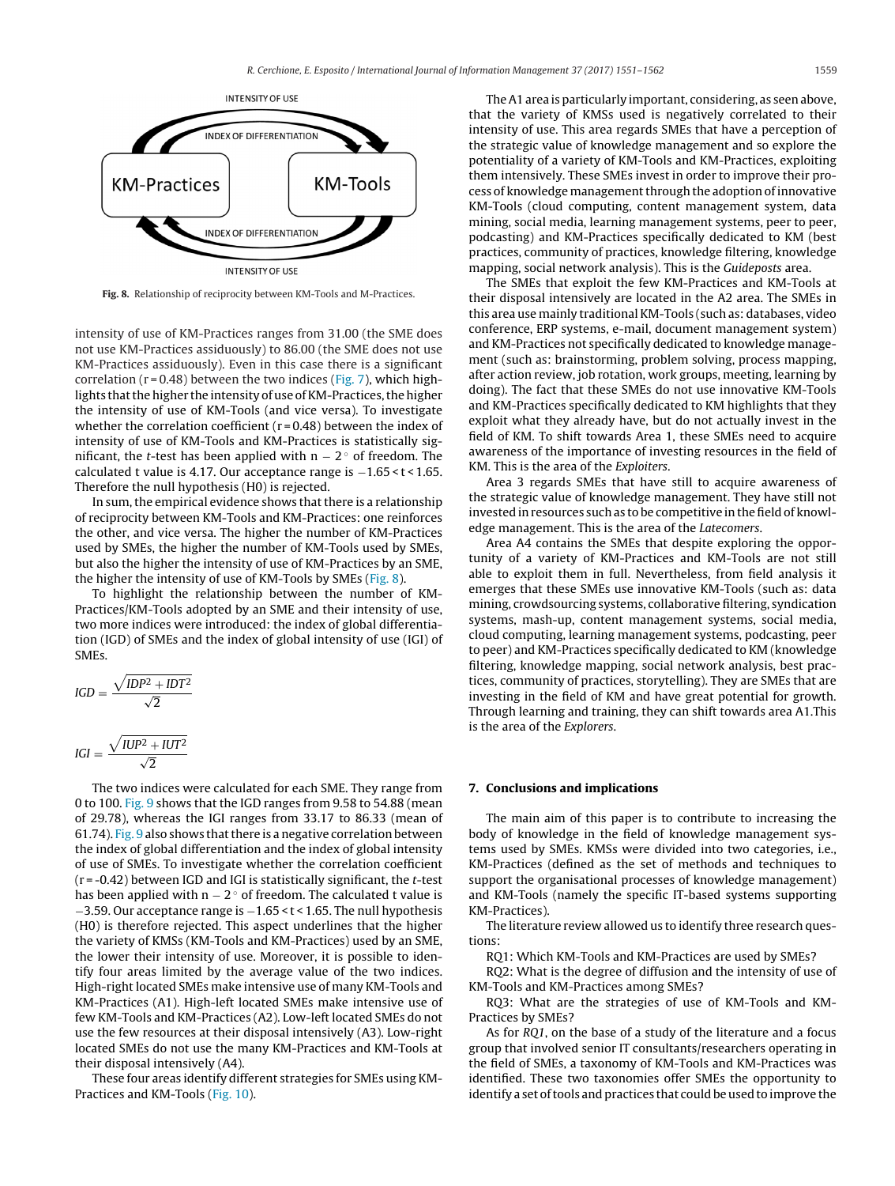INTENSITY OF USE

INDEX OF DIFFERENTIATION

KM-Practices

KM-Tools

INDEX OF DIFFERENTIATION

INTENSITY OF USE

**Fig. 8.** Relationship of reciprocity between KM-Tools and M-Practices.

intensity of use of KM-Practices ranges from 31.00 (the SME does not use KM-Practices assiduously) to 86.00 (the SME does not use KM-Practices assiduously). Even in this case there is a significant correlation (r = 0.48) between the two indices (Fig. 7), which highlights that the higher the intensity of use of KM-Practices, the higher the intensity of use of KM-Tools (and vice versa). To investigate whether the correlation coefficient (r = 0.48) between the index of intensity of use of KM-Tools and KM-Practices is statistically significant, the *t*-test has been applied with $n - 2^{\circ}$ of freedom. The calculated t value is 4.17. Our acceptance range is $-1.65 < t < 1.65$. Therefore the null hypothesis (H0) is rejected.

In sum, the empirical evidence shows that there is a relationship of reciprocity between KM-Tools and KM-Practices: one reinforces the other, and vice versa. The higher the number of KM-Practices used by SMEs, the higher the number of KM-Tools used by SMEs, but also the higher the intensity of use of KM-Practices by an SME, the higher the intensity of use of KM-Tools by SMEs (Fig. 8).

To highlight the relationship between the number of KM-Practices/KM-Tools adopted by an SME and their intensity of use, two more indices were introduced: the index of global differentiation (IGD) of SMEs and the index of global intensity of use (IGI) of SMEs.

$$IGD = \frac{\sqrt{IDP^2 + IDT^2}}{\sqrt{2}}$$

$$IGI = \frac{\sqrt{IUP^2 + IUT^2}}{\sqrt{2}}$$

The two indices were calculated for each SME. They range from 0 to 100. Fig. 9 shows that the IGD ranges from 9.58 to 54.88 (mean of 29.78), whereas the IGI ranges from 33.17 to 86.33 (mean of 61.74). Fig. 9 also shows that there is a negative correlation between the index of global differentiation and the index of global intensity of use of SMEs. To investigate whether the correlation coefficient (r = -0.42) between IGD and IGI is statistically significant, the *t*-test has been applied with $n - 2^{\circ}$ of freedom. The calculated t value is $-3.59$. Our acceptance range is $-1.65 < t < 1.65$. The null hypothesis (H0) is therefore rejected. This aspect underlines that the higher the variety of KMSs (KM-Tools and KM-Practices) used by an SME, the lower their intensity of use. Moreover, it is possible to identify four areas limited by the average value of the two indices. High-right located SMEs make intensive use of many KM-Tools and KM-Practices (A1). High-left located SMEs make intensive use of few KM-Tools and KM-Practices (A2). Low-left located SMEs do not use the few resources at their disposal intensively (A3). Low-right located SMEs do not use the many KM-Practices and KM-Tools at their disposal intensively (A4).

These four areas identify different strategies for SMEs using KM-Practices and KM-Tools (Fig. 10).

The A1 area is particularly important, considering, as seen above, that the variety of KMSs used is negatively correlated to their intensity of use. This area regards SMEs that have a perception of the strategic value of knowledge management and so explore the potentiality of a variety of KM-Tools and KM-Practices, exploiting them intensively. These SMEs invest in order to improve their process of knowledge management through the adoption of innovative KM-Tools (cloud computing, content management system, data mining, social media, learning management systems, peer to peer, podcasting) and KM-Practices specifically dedicated to KM (best practices, community of practices, knowledge filtering, knowledge mapping, social network analysis). This is the *Guideposts* area.

The SMEs that exploit the few KM-Practices and KM-Tools at their disposal intensively are located in the A2 area. The SMEs in this area use mainly traditional KM-Tools (such as: databases, video conference, ERP systems, e-mail, document management system) and KM-Practices not specifically dedicated to knowledge management (such as: brainstorming, problem solving, process mapping, after action review, job rotation, work groups, meeting, learning by doing). The fact that these SMEs do not use innovative KM-Tools and KM-Practices specifically dedicated to KM highlights that they exploit what they already have, but do not actually invest in the field of KM. To shift towards Area 1, these SMEs need to acquire awareness of the importance of investing resources in the field of KM. This is the area of the *Exploiters*.

Area 3 regards SMEs that have still to acquire awareness of the strategic value of knowledge management. They have still not invested in resources such as to be competitive in the field of knowledge management. This is the area of the *Latecomers*.

Area A4 contains the SMEs that despite exploring the opportunity of a variety of KM-Practices and KM-Tools are not still able to exploit them in full. Nevertheless, from field analysis it emerges that these SMEs use innovative KM-Tools (such as: data mining, crowdsourcing systems, collaborative filtering, syndication systems, mash-up, content management systems, social media, cloud computing, learning management systems, podcasting, peer to peer) and KM-Practices specifically dedicated to KM (knowledge filtering, knowledge mapping, social network analysis, best practices, community of practices, storytelling). They are SMEs that are investing in the field of KM and have great potential for growth. Through learning and training, they can shift towards area A1.This is the area of the *Explorers*.

## 7. Conclusions and implications

The main aim of this paper is to contribute to increasing the body of knowledge in the field of knowledge management systems used by SMEs. KMSs were divided into two categories, i.e., KM-Practices (defined as the set of methods and techniques to support the organisational processes of knowledge management) and KM-Tools (namely the specific IT-based systems supporting KM-Practices).

The literature review allowed us to identify three research questions:

RQ1: Which KM-Tools and KM-Practices are used by SMEs?

RQ2: What is the degree of diffusion and the intensity of use of KM-Tools and KM-Practices among SMEs?

RQ3: What are the strategies of use of KM-Tools and KM-Practices by SMEs?

As for *RQ1*, on the base of a study of the literature and a focus group that involved senior IT consultants/researchers operating in the field of SMEs, a taxonomy of KM-Tools and KM-Practices was identified. These two taxonomies offer SMEs the opportunity to identify a set of tools and practices that could be used to improve the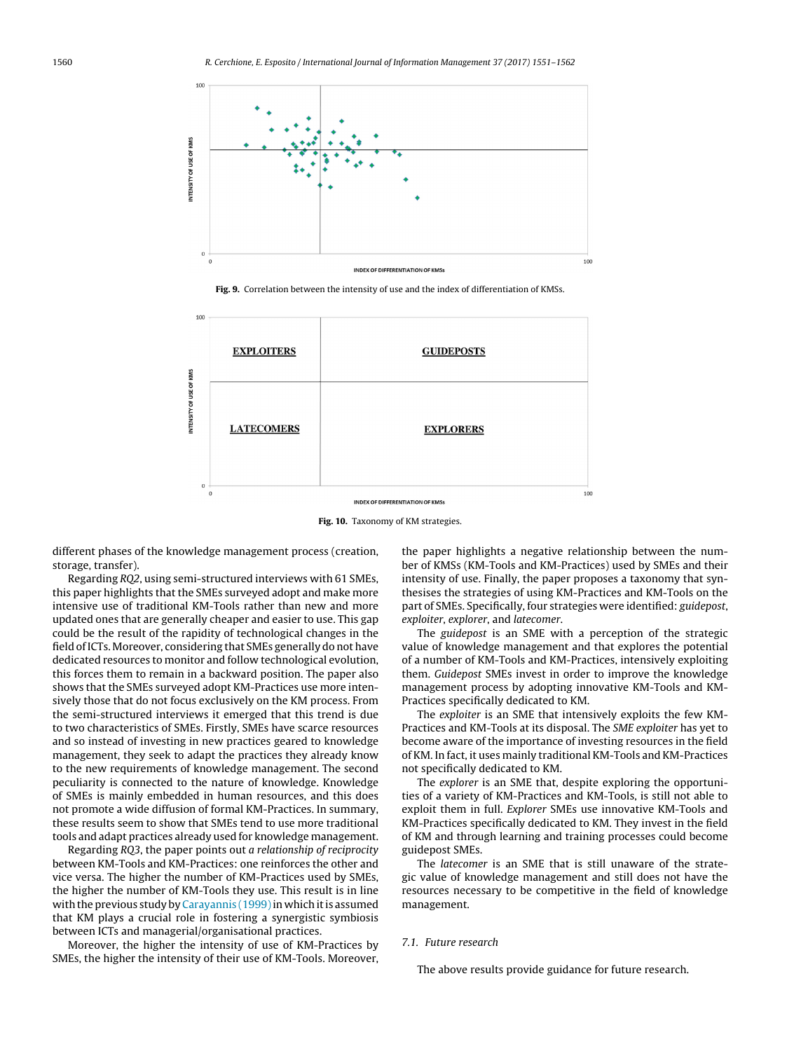100

INTENSITY OF USE OF KMS

0

0

INDEX OF DIFFERENTIATION OF KMSs

100

**Fig. 9.** Correlation between the intensity of use and the index of differentiation of KMSs.

100

INTENSITY OF USE OF KMS

EXPLOITERS

GUIDEPOSTS

LATECOMERS

EXPLORERS

0

0

INDEX OF DIFFERENTIATION OF KMSs

100

**Fig. 10.** Taxonomy of KM strategies.

different phases of the knowledge management process (creation, storage, transfer).

Regarding *RQ2*, using semi-structured interviews with 61 SMEs, this paper highlights that the SMEs surveyed adopt and make more intensive use of traditional KM-Tools rather than new and more updated ones that are generally cheaper and easier to use. This gap could be the result of the rapidity of technological changes in the field of ICTs. Moreover, considering that SMEs generally do not have dedicated resources to monitor and follow technological evolution, this forces them to remain in a backward position. The paper also shows that the SMEs surveyed adopt KM-Practices use more intensively those that do not focus exclusively on the KM process. From the semi-structured interviews it emerged that this trend is due to two characteristics of SMEs. Firstly, SMEs have scarce resources and so instead of investing in new practices geared to knowledge management, they seek to adapt the practices they already know to the new requirements of knowledge management. The second peculiarity is connected to the nature of knowledge. Knowledge of SMEs is mainly embedded in human resources, and this does not promote a wide diffusion of formal KM-Practices. In summary, these results seem to show that SMEs tend to use more traditional tools and adapt practices already used for knowledge management.

Regarding *RQ3*, the paper points out *a relationship of reciprocity* between KM-Tools and KM-Practices: one reinforces the other and vice versa. The higher the number of KM-Practices used by SMEs, the higher the number of KM-Tools they use. This result is in line with the previous study by Carayannis (1999) in which it is assumed that KM plays a crucial role in fostering a synergistic symbiosis between ICTs and managerial/organisational practices.

Moreover, the higher the intensity of use of KM-Practices by SMEs, the higher the intensity of their use of KM-Tools. Moreover, the paper highlights a negative relationship between the number of KMSs (KM-Tools and KM-Practices) used by SMEs and their intensity of use. Finally, the paper proposes a taxonomy that synthesises the strategies of using KM-Practices and KM-Tools on the part of SMEs. Specifically, four strategies were identified: *guidepost*, *exploiter*, *explorer*, and *latecomer*.

The *guidepost* is an SME with a perception of the strategic value of knowledge management and that explores the potential of a number of KM-Tools and KM-Practices, intensively exploiting them. *Guidepost* SMEs invest in order to improve the knowledge management process by adopting innovative KM-Tools and KM-Practices specifically dedicated to KM.

The *exploiter* is an SME that intensively exploits the few KM-Practices and KM-Tools at its disposal. The *SME exploiter* has yet to become aware of the importance of investing resources in the field of KM. In fact, it uses mainly traditional KM-Tools and KM-Practices not specifically dedicated to KM.

The *explorer* is an SME that, despite exploring the opportunities of a variety of KM-Practices and KM-Tools, is still not able to exploit them in full. *Explorer* SMEs use innovative KM-Tools and KM-Practices specifically dedicated to KM. They invest in the field of KM and through learning and training processes could become guidepost SMEs.

The *latecomer* is an SME that is still unaware of the strategic value of knowledge management and still does not have the resources necessary to be competitive in the field of knowledge management.

### 7.1. Future research

The above results provide guidance for future research.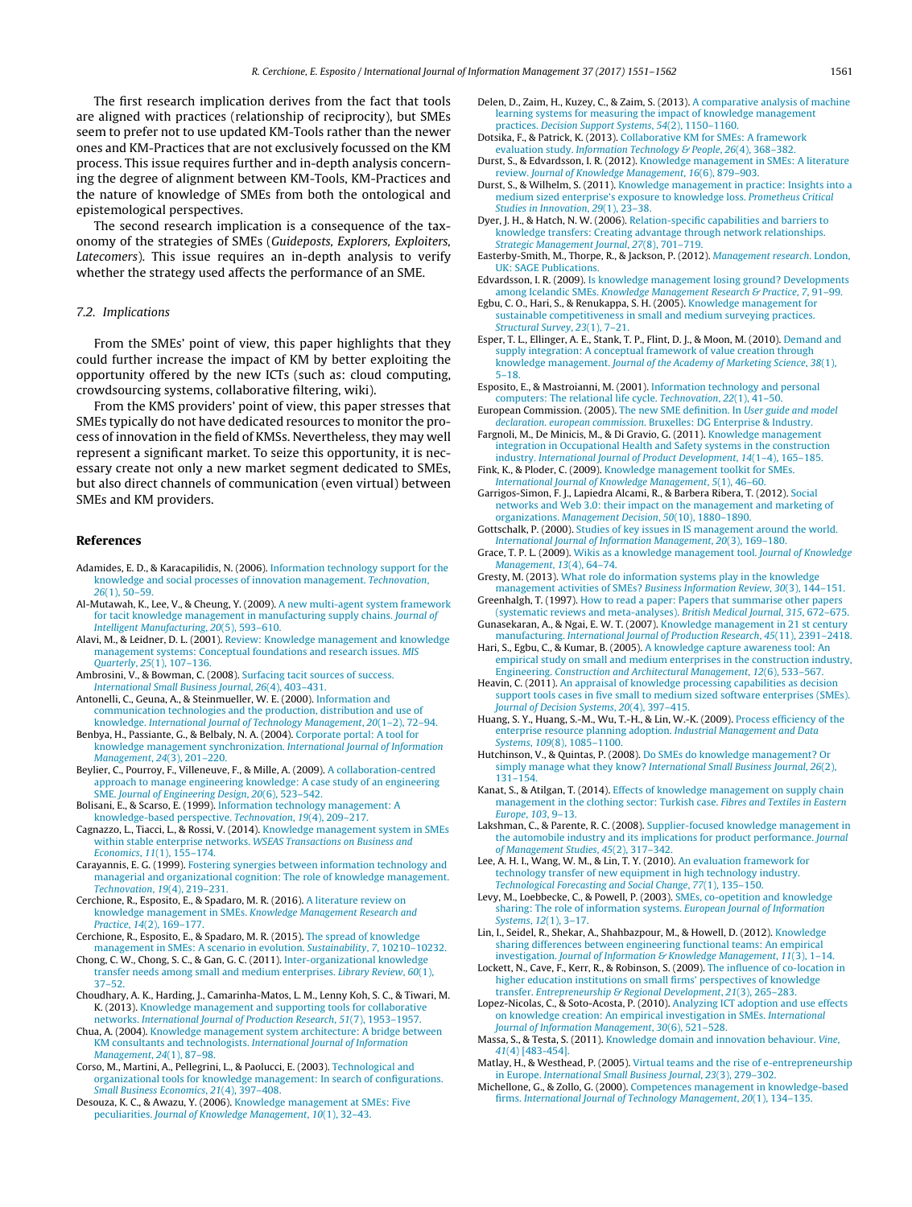The first research implication derives from the fact that tools are aligned with practices (relationship of reciprocity), but SMEs seem to prefer not to use updated KM-Tools rather than the newer ones and KM-Practices that are not exclusively focussed on the KM process. This issue requires further and in-depth analysis concerning the degree of alignment between KM-Tools, KM-Practices and the nature of knowledge of SMEs from both the ontological and epistemological perspectives.

The second research implication is a consequence of the taxonomy of the strategies of SMEs (*Guideposts, Explorers, Exploiters, Latecomers*). This issue requires an in-depth analysis to verify whether the strategy used affects the performance of an SME.

### 7.2. Implications

From the SMEs' point of view, this paper highlights that they could further increase the impact of KM by better exploiting the opportunity offered by the new ICTs (such as: cloud computing, crowdsourcing systems, collaborative filtering, wiki).

From the KMS providers' point of view, this paper stresses that SMEs typically do not have dedicated resources to monitor the process of innovation in the field of KMSs. Nevertheless, they may well represent a significant market. To seize this opportunity, it is necessary create not only a new market segment dedicated to SMEs, but also direct channels of communication (even virtual) between SMEs and KM providers.

## References

Adamides, E. D., & Karacapilidis, N. (2006). Information technology support for the knowledge and social processes of innovation management. *Technovation*, *26*(1), 50–59.

Al-Mutawah, K., Lee, V., & Cheung, Y. (2009). A new multi-agent system framework for tacit knowledge management in manufacturing supply chains. *Journal of Intelligent Manufacturing*, *20*(5), 593–610.

Alavi, M., & Leidner, D. L. (2001). Review: Knowledge management and knowledge management systems: Conceptual foundations and research issues. *MIS Quarterly*, *25*(1), 107–136.

Ambrosini, V., & Bowman, C. (2008). Surfacing tacit sources of success. *International Small Business Journal*, *26*(4), 403–431.

Antonelli, C., Geuna, A., & Steinmueller, W. E. (2000). Information and communication technologies and the production, distribution and use of knowledge. *International Journal of Technology Management*, *20*(1–2), 72–94.

Benbya, H., Passiante, G., & Belbaly, N. A. (2004). Corporate portal: A tool for knowledge management synchronization. *International Journal of Information Management*, *24*(3), 201–220.

Beylier, C., Pourroy, F., Villeneuve, F., & Mille, A. (2009). A collaboration-centred approach to manage engineering knowledge: A case study of an engineering SME. *Journal of Engineering Design*, *20*(6), 523–542.

Bolisani, E., & Scarso, E. (1999). Information technology management: A knowledge-based perspective. *Technovation*, *19*(4), 209–217.

Cagnazzo, L., Tiacci, L., & Rossi, V. (2014). Knowledge management system in SMEs within stable enterprise networks. *WSEAS Transactions on Business and Economics*, *11*(1), 155–174.

Carayannis, E. G. (1999). Fostering synergies between information technology and managerial and organizational cognition: The role of knowledge management. *Technovation*, *19*(4), 219–231.

Cerchione, R., Esposito, E., & Spadaro, M. R. (2016). A literature review on knowledge management in SMEs. *Knowledge Management Research and Practice*, *14*(2), 169–177.

Cerchione, R., Esposito, E., & Spadaro, M. R. (2015). The spread of knowledge management in SMEs: A scenario in evolution. *Sustainability*, *7*, 10210–10232.

Chong, C. W., Chong, S. C., & Gan, G. C. (2011). Inter-organizational knowledge transfer needs among small and medium enterprises. *Library Review*, *60*(1), 37–52.

Choudhary, A. K., Harding, J., Camarinha-Matos, L. M., Lenny Koh, S. C., & Tiwari, M. K. (2013). Knowledge management and supporting tools for collaborative networks. *International Journal of Production Research*, *51*(7), 1953–1957.

Chua, A. (2004). Knowledge management system architecture: A bridge between KM consultants and technologists. *International Journal of Information Management*, *24*(1), 87–98.

Corso, M., Martini, A., Pellegrini, L., & Paolucci, E. (2003). Technological and organizational tools for knowledge management: In search of configurations. *Small Business Economics*, *21*(4), 397–408.

Desouza, K. C., & Awazu, Y. (2006). Knowledge management at SMEs: Five peculiarities. *Journal of Knowledge Management*, *10*(1), 32–43.

Delen, D., Zaim, H., Kuzey, C., & Zaim, S. (2013). A comparative analysis of machine learning systems for measuring the impact of knowledge management practices. *Decision Support Systems*, *54*(2), 1150–1160.

Dotsika, F., & Patrick, K. (2013). Collaborative KM for SMEs: A framework evaluation study. *Information Technology & People*, *26*(4), 368–382.

Durst, S., & Edvardsson, I. R. (2012). Knowledge management in SMEs: A literature review. *Journal of Knowledge Management*, *16*(6), 879–903.

Durst, S., & Wilhelm, S. (2011). Knowledge management in practice: Insights into a medium sized enterprise's exposure to knowledge loss. *Prometheus Critical Studies in Innovation*, *29*(1), 23–38.

Dyer, J. H., & Hatch, N. W. (2006). Relation-specific capabilities and barriers to knowledge transfers: Creating advantage through network relationships. *Strategic Management Journal*, *27*(8), 701–719.

Easterby-Smith, M., Thorpe, R., & Jackson, P. (2012). *Management research*. London, UK: SAGE Publications.

Edvardsson, I. R. (2009). Is knowledge management losing ground? Developments among Icelandic SMEs. *Knowledge Management Research & Practice*, *7*, 91–99.

Egbu, C. O., Hari, S., & Renukappa, S. H. (2005). Knowledge management for sustainable competitiveness in small and medium surveying practices. *Structural Survey*, *23*(1), 7–21.

Esper, T. L., Ellinger, A. E., Stank, T. P., Flint, D. J., & Moon, M. (2010). Demand and supply integration: A conceptual framework of value creation through knowledge management. *Journal of the Academy of Marketing Science*, *38*(1), 5–18.

Esposito, E., & Mastroianni, M. (2001). Information technology and personal computers: The relational life cycle. *Technovation*, *22*(1), 41–50.

European Commission. (2005). The new SME definition. In *User guide and model declaration. european commission*. Bruxelles: DG Enterprise & Industry.

Fargnoli, M., De Minicis, M., & Di Gravio, G. (2011). Knowledge management integration in Occupational Health and Safety systems in the construction industry. *International Journal of Product Development*, *14*(1–4), 165–185.

Fink, K., & Ploder, C. (2009). Knowledge management toolkit for SMEs. *International Journal of Knowledge Management*, *5*(1), 46–60.

Garrigos-Simon, F. J., Lapiedra Alcami, R., & Barbera Ribera, T. (2012). Social networks and Web 3.0: their impact on the management and marketing of organizations. *Management Decision*, *50*(10), 1880–1890.

Gottschalk, P. (2000). Studies of key issues in IS management around the world. *International Journal of Information Management*, *20*(3), 169–180.

Grace, T. P. L. (2009). Wikis as a knowledge management tool. *Journal of Knowledge Management*, *13*(4), 64–74.

Gresty, M. (2013). What role do information systems play in the knowledge management activities of SMEs? *Business Information Review*, *30*(3), 144–151.

Greenhalgh, T. (1997). How to read a paper: Papers that summarise other papers (systematic reviews and meta-analyses). *British Medical Journal*, *315*, 672–675.

Gunasekaran, A., & Ngai, E. W. T. (2007). Knowledge management in 21 st century manufacturing. *International Journal of Production Research*, *45*(11), 2391–2418.

Hari, S., Egbu, C., & Kumar, B. (2005). A knowledge capture awareness tool: An empirical study on small and medium enterprises in the construction industry, Engineering. *Construction and Architectural Management*, *12*(6), 533–567.

Heavin, C. (2011). An appraisal of knowledge processing capabilities as decision support tools cases in five small to medium sized software enterprises (SMEs). *Journal of Decision Systems*, *20*(4), 397–415.

Huang, S. Y., Huang, S.-M., Wu, T.-H., & Lin, W.-K. (2009). Process efficiency of the enterprise resource planning adoption. *Industrial Management and Data Systems*, *109*(8), 1085–1100.

Hutchinson, V., & Quintas, P. (2008). Do SMEs do knowledge management? Or simply manage what they know? *International Small Business Journal*, *26*(2), 131–154.

Kanat, S., & Atilgan, T. (2014). Effects of knowledge management on supply chain management in the clothing sector: Turkish case. *Fibres and Textiles in Eastern Europe*, *103*, 9–13.

Lakshman, C., & Parente, R. C. (2008). Supplier-focused knowledge management in the automobile industry and its implications for product performance. *Journal of Management Studies*, *45*(2), 317–342.

Lee, A. H. I., Wang, W. M., & Lin, T. Y. (2010). An evaluation framework for technology transfer of new equipment in high technology industry. *Technological Forecasting and Social Change*, *77*(1), 135–150.

Levy, M., Loebbecke, C., & Powell, P. (2003). SMEs, co-opetition and knowledge sharing: The role of information systems. *European Journal of Information Systems*, *12*(1), 3–17.

Lin, I., Seidel, R., Shekar, A., Shahbazpour, M., & Howell, D. (2012). Knowledge sharing differences between engineering functional teams: An empirical investigation. *Journal of Information & Knowledge Management*, *11*(3), 1–14.

Lockett, N., Cave, F., Kerr, R., & Robinson, S. (2009). The influence of co-location in higher education institutions on small firms' perspectives of knowledge transfer. *Entrepreneurship & Regional Development*, *21*(3), 265–283.

Lopez-Nicolas, C., & Soto-Acosta, P. (2010). Analyzing ICT adoption and use effects on knowledge creation: An empirical investigation in SMEs. *International Journal of Information Management*, *30*(6), 521–528.

Massa, S., & Testa, S. (2011). Knowledge domain and innovation behaviour. *Vine*, *41*(4) [483-454].

Matlay, H., & Westhead, P. (2005). Virtual teams and the rise of e-entrepreneurship in Europe. *International Small Business Journal*, *23*(3), 279–302.

Michellone, G., & Zollo, G. (2000). Competences management in knowledge-based firms. *International Journal of Technology Management*, *20*(1), 134–135.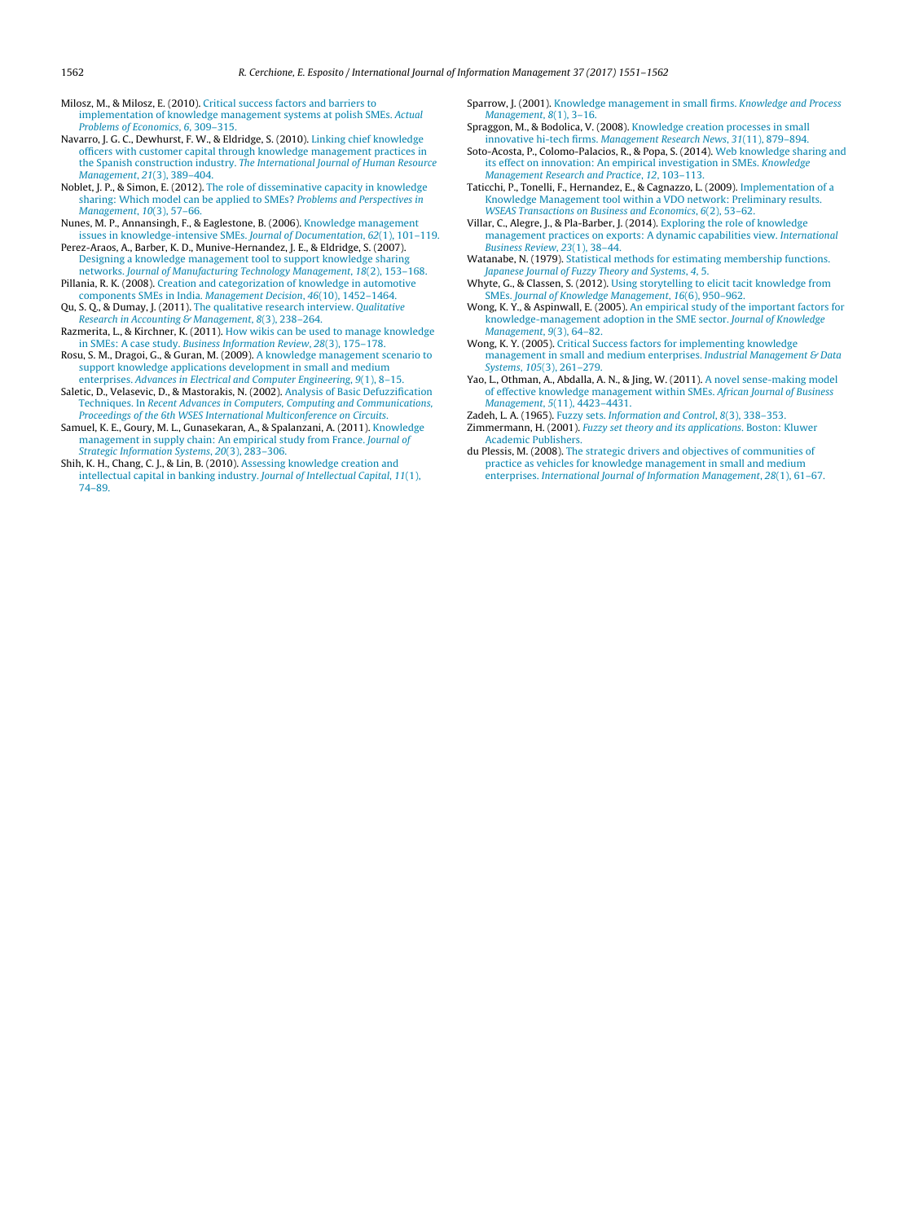Milosz, M., & Milosz, E. (2010). Critical success factors and barriers to implementation of knowledge management systems at polish SMEs. *Actual Problems of Economics*, *6*, 309–315.

Navarro, J. G. C., Dewhurst, F. W., & Eldridge, S. (2010). Linking chief knowledge officers with customer capital through knowledge management practices in the Spanish construction industry. *The International Journal of Human Resource Management*, *21*(3), 389–404.

Noblet, J. P., & Simon, E. (2012). The role of disseminative capacity in knowledge sharing: Which model can be applied to SMEs? *Problems and Perspectives in Management*, *10*(3), 57–66.

Nunes, M. P., Annansingh, F., & Eaglestone, B. (2006). Knowledge management issues in knowledge-intensive SMEs. *Journal of Documentation*, *62*(1), 101–119.

Perez-Araos, A., Barber, K. D., Munive-Hernandez, J. E., & Eldridge, S. (2007). Designing a knowledge management tool to support knowledge sharing networks. *Journal of Manufacturing Technology Management*, *18*(2), 153–168.

Pillania, R. K. (2008). Creation and categorization of knowledge in automotive components SMEs in India. *Management Decision*, *46*(10), 1452–1464.

Qu, S. Q., & Dumay, J. (2011). The qualitative research interview. *Qualitative Research in Accounting & Management*, *8*(3), 238–264.

Razmerita, L., & Kirchner, K. (2011). How wikis can be used to manage knowledge in SMEs: A case study. *Business Information Review*, *28*(3), 175–178.

Rosu, S. M., Dragoi, G., & Guran, M. (2009). A knowledge management scenario to support knowledge applications development in small and medium enterprises. *Advances in Electrical and Computer Engineering*, *9*(1), 8–15.

Saletic, D., Velasevic, D., & Mastorakis, N. (2002). Analysis of Basic Defuzzification Techniques. In *Recent Advances in Computers, Computing and Communications, Proceedings of the 6th WSES International Multiconference on Circuits*.

Samuel, K. E., Goury, M. L., Gunasekaran, A., & Spalanzani, A. (2011). Knowledge management in supply chain: An empirical study from France. *Journal of Strategic Information Systems*, *20*(3), 283–306.

Shih, K. H., Chang, C. J., & Lin, B. (2010). Assessing knowledge creation and intellectual capital in banking industry. *Journal of Intellectual Capital*, *11*(1), 74–89.

Sparrow, J. (2001). Knowledge management in small firms. *Knowledge and Process Management*, *8*(1), 3–16.

Spraggon, M., & Bodolica, V. (2008). Knowledge creation processes in small innovative hi-tech firms. *Management Research News*, *31*(11), 879–894.

Soto-Acosta, P., Colomo-Palacios, R., & Popa, S. (2014). Web knowledge sharing and its effect on innovation: An empirical investigation in SMEs. *Knowledge Management Research and Practice*, *12*, 103–113.

Taticchi, P., Tonelli, F., Hernandez, E., & Cagnazzo, L. (2009). Implementation of a Knowledge Management tool within a VDO network: Preliminary results. *WSEAS Transactions on Business and Economics*, *6*(2), 53–62.

Villar, C., Alegre, J., & Pla-Barber, J. (2014). Exploring the role of knowledge management practices on exports: A dynamic capabilities view. *International Business Review*, *23*(1), 38–44.

Watanabe, N. (1979). Statistical methods for estimating membership functions. *Japanese Journal of Fuzzy Theory and Systems*, *4*, 5.

Whyte, G., & Classen, S. (2012). Using storytelling to elicit tacit knowledge from SMEs. *Journal of Knowledge Management*, *16*(6), 950–962.

Wong, K. Y., & Aspinwall, E. (2005). An empirical study of the important factors for knowledge-management adoption in the SME sector. *Journal of Knowledge Management*, *9*(3), 64–82.

Wong, K. Y. (2005). Critical Success factors for implementing knowledge management in small and medium enterprises. *Industrial Management & Data Systems*, *105*(3), 261–279.

Yao, L., Othman, A., Abdalla, A. N., & Jing, W. (2011). A novel sense-making model of effective knowledge management within SMEs. *African Journal of Business Management*, *5*(11), 4423–4431.

Zadeh, L. A. (1965). Fuzzy sets. *Information and Control*, *8*(3), 338–353.

Zimmermann, H. (2001). *Fuzzy set theory and its applications*. Boston: Kluwer Academic Publishers.

du Plessis, M. (2008). The strategic drivers and objectives of communities of practice as vehicles for knowledge management in small and medium enterprises. *International Journal of Information Management*, *28*(1), 61–67.